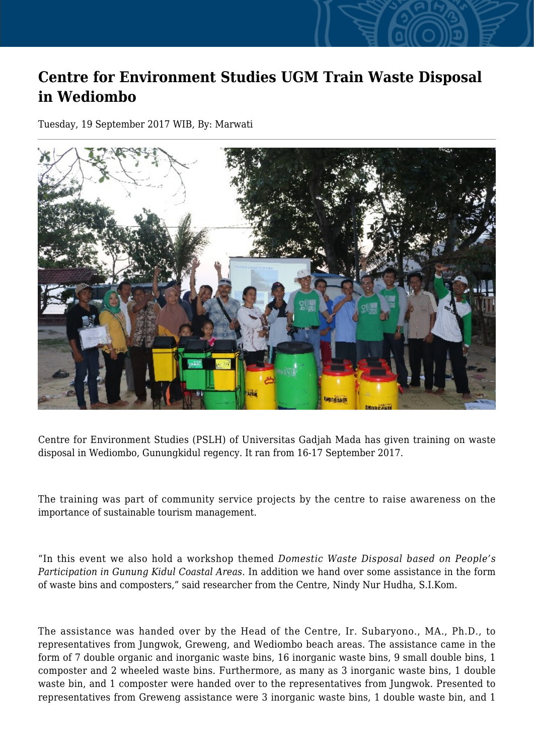# Centre for Environment Studies UGM Train Waste Disposal in Wediombo

Tuesday, 19 September 2017 WIB, By: Marwati

Centre for Environment Studies (PSLH) of Universitas Gadjah Mada has given training on waste disposal in Wediombo, Gunungkidul regency. It ran from 16-17 September 2017.

The training was part of community service projects by the centre to raise awareness on the importance of sustainable tourism management.

"In this event we also hold a workshop themed *Domestic Waste Disposal based on People's Participation in Gunung Kidul Coastal Areas*. In addition we hand over some assistance in the form of waste bins and composters," said researcher from the Centre, Nindy Nur Hudha, S.I.Kom.

The assistance was handed over by the Head of the Centre, Ir. Subaryono., MA., Ph.D., to representatives from Jungwok, Greweng, and Wediombo beach areas. The assistance came in the form of 7 double organic and inorganic waste bins, 16 inorganic waste bins, 9 small double bins, 1 composter and 2 wheeled waste bins. Furthermore, as many as 3 inorganic waste bins, 1 double waste bin, and 1 composter were handed over to the representatives from Jungwok. Presented to representatives from Greweng assistance were 3 inorganic waste bins, 1 double waste bin, and 1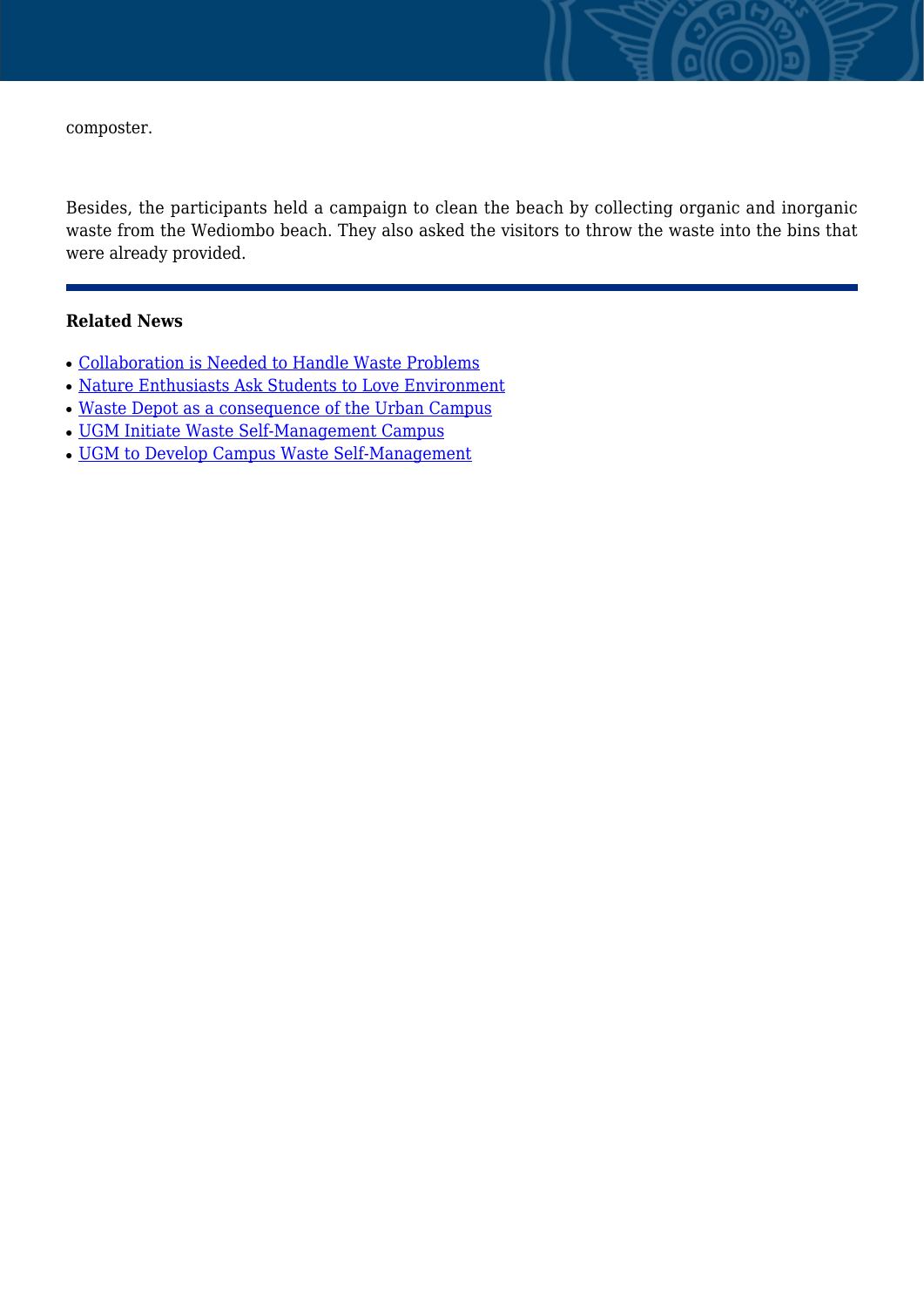composter.

Besides, the participants held a campaign to clean the beach by collecting organic and inorganic waste from the Wediombo beach. They also asked the visitors to throw the waste into the bins that were already provided.

---

**Related News**

- Collaboration is Needed to Handle Waste Problems
- Nature Enthusiasts Ask Students to Love Environment
- Waste Depot as a consequence of the Urban Campus
- UGM Initiate Waste Self-Management Campus
- UGM to Develop Campus Waste Self-Management